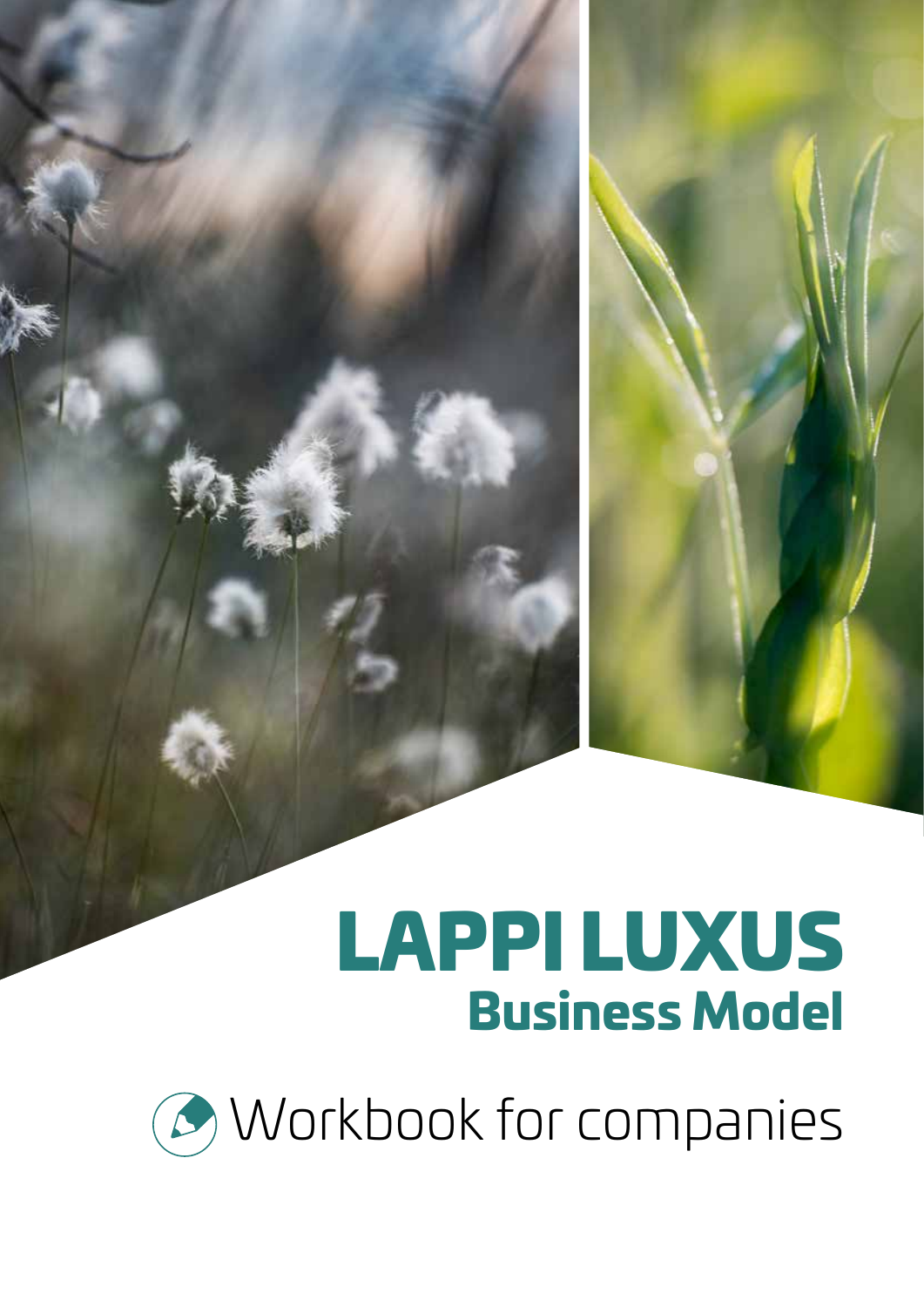# LAPPI LUXUS

## Business Model

Workbook for companies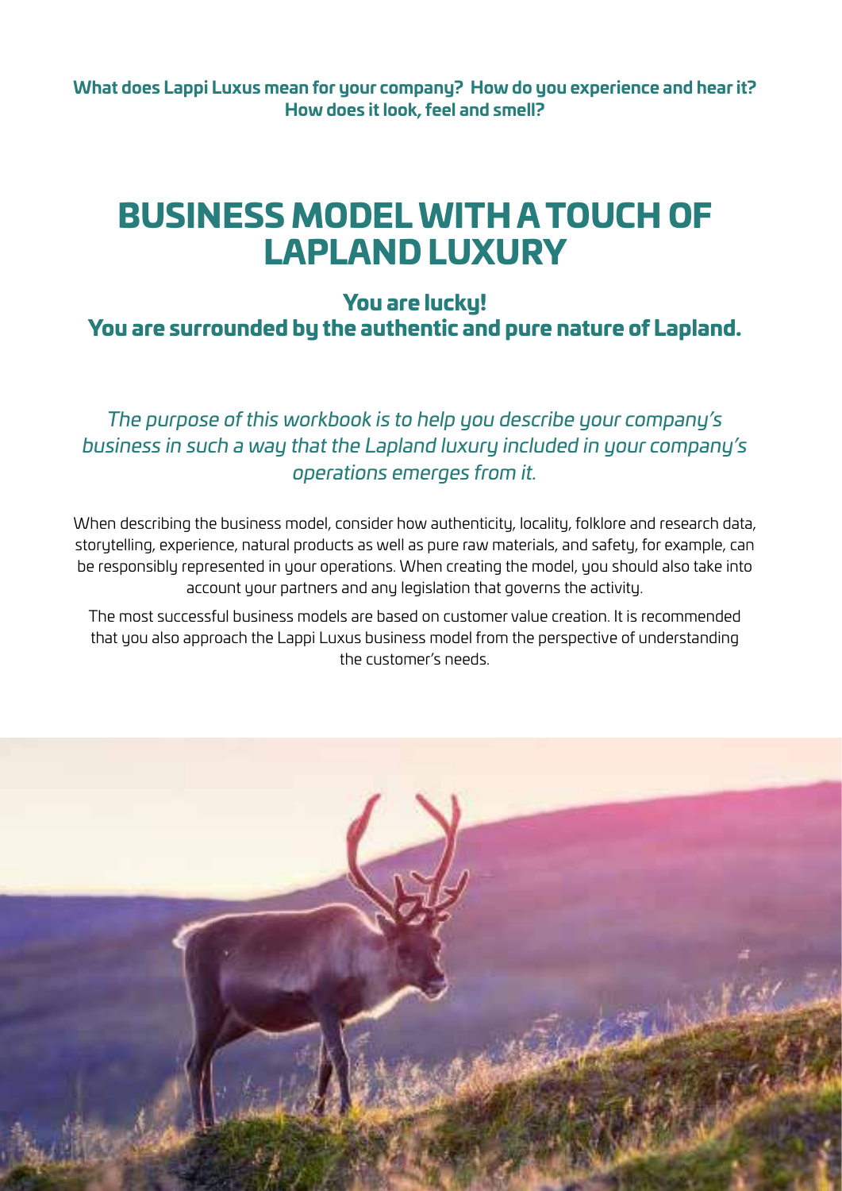**What does Lappi Luxus mean for your company? How do you experience and hear it? How does it look, feel and smell?**

# BUSINESS MODEL WITH A TOUCH OF LAPLAND LUXURY

## You are lucky! You are surrounded by the authentic and pure nature of Lapland.

*The purpose of this workbook is to help you describe your company's business in such a way that the Lapland luxury included in your company's operations emerges from it.*

When describing the business model, consider how authenticity, locality, folklore and research data, storytelling, experience, natural products as well as pure raw materials, and safety, for example, can be responsibly represented in your operations. When creating the model, you should also take into account your partners and any legislation that governs the activity.

The most successful business models are based on customer value creation. It is recommended that you also approach the Lappi Luxus business model from the perspective of understanding the customer's needs.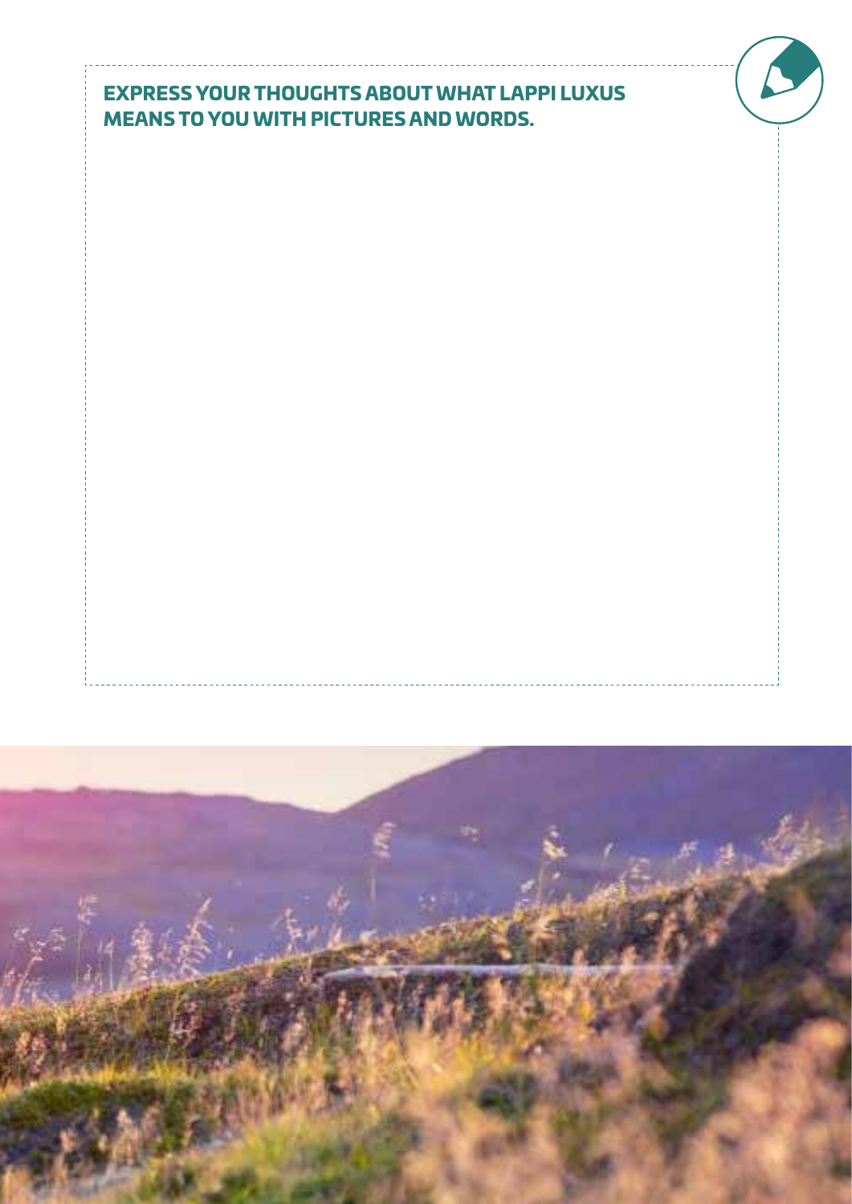**EXPRESS YOUR THOUGHTS ABOUT WHAT LAPPI LUXUS MEANS TO YOU WITH PICTURES AND WORDS.**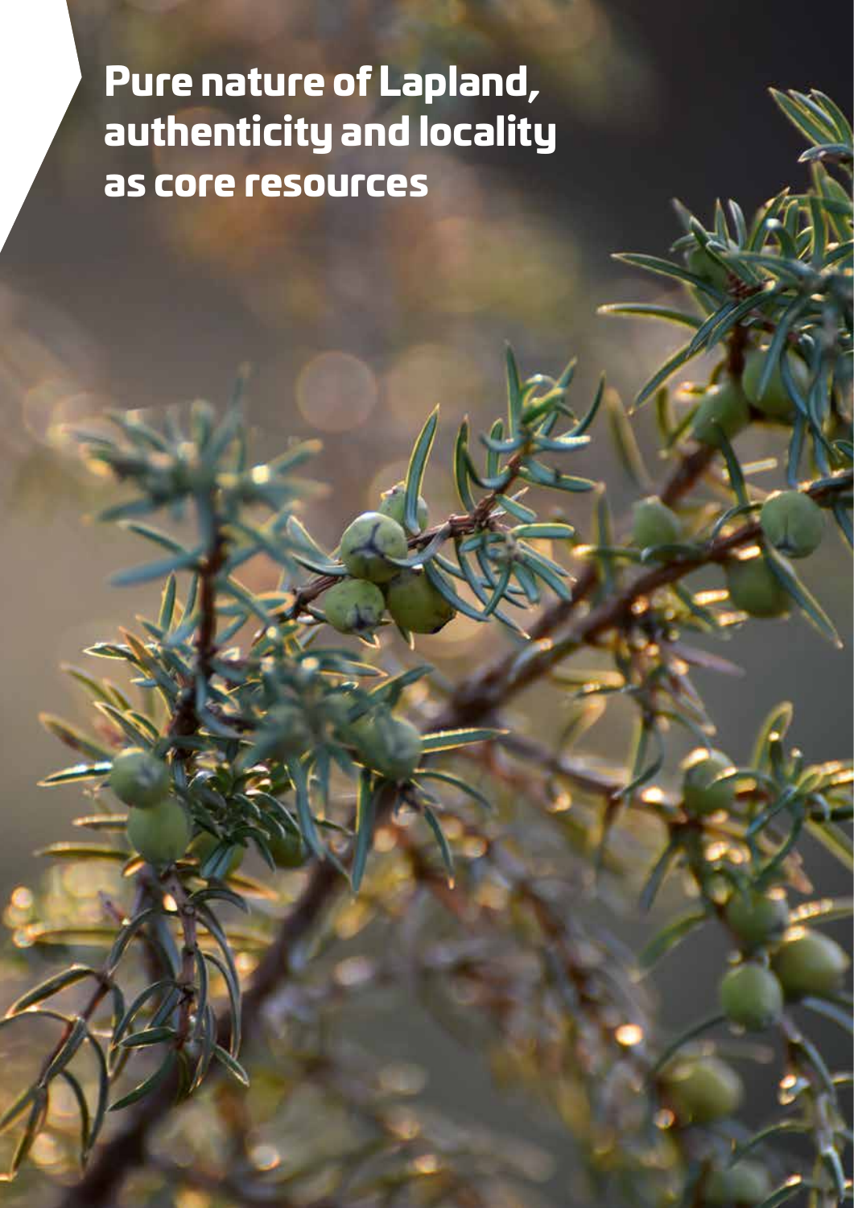# Pure nature of Lapland, authenticity and locality as core resources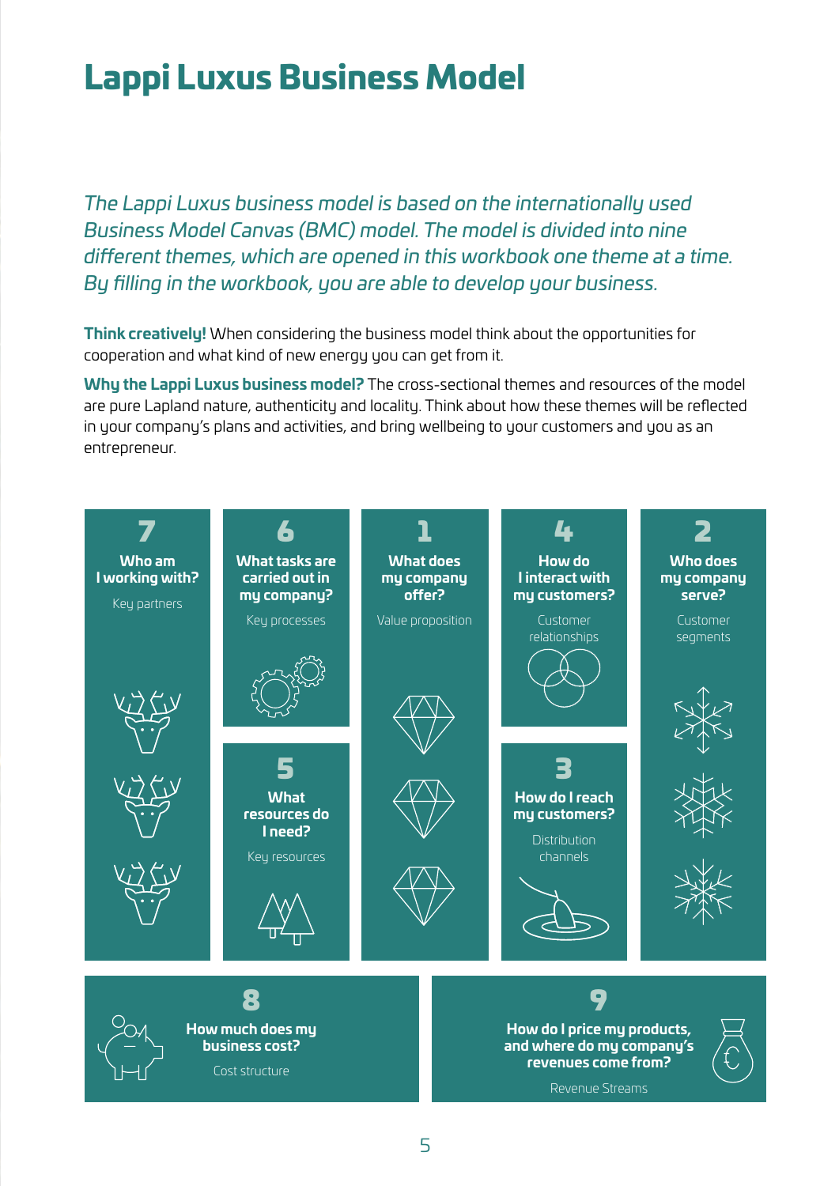# Lappi Luxus Business Model

*The Lappi Luxus business model is based on the internationally used Business Model Canvas (BMC) model. The model is divided into nine different themes, which are opened in this workbook one theme at a time. By filling in the workbook, you are able to develop your business.*

**Think creatively!** When considering the business model think about the opportunities for cooperation and what kind of new energy you can get from it.

**Why the Lappi Luxus business model?** The cross-sectional themes and resources of the model are pure Lapland nature, authenticity and locality. Think about how these themes will be reflected in your company's plans and activities, and bring wellbeing to your customers and you as an entrepreneur.

**7**
**Who am I working with?**
Key partners

**6**
**What tasks are carried out in my company?**
Key processes

**5**
**What resources do I need?**
Key resources

**1**
**What does my company offer?**
Value proposition

**4**
**How do I interact with my customers?**
Customer relationships

**3**
**How do I reach my customers?**
Distribution channels

**2**
**Who does my company serve?**
Customer segments

**8**
**How much does my business cost?**
Cost structure

**9**
**How do I price my products, and where do my company's revenues come from?**
Revenue Streams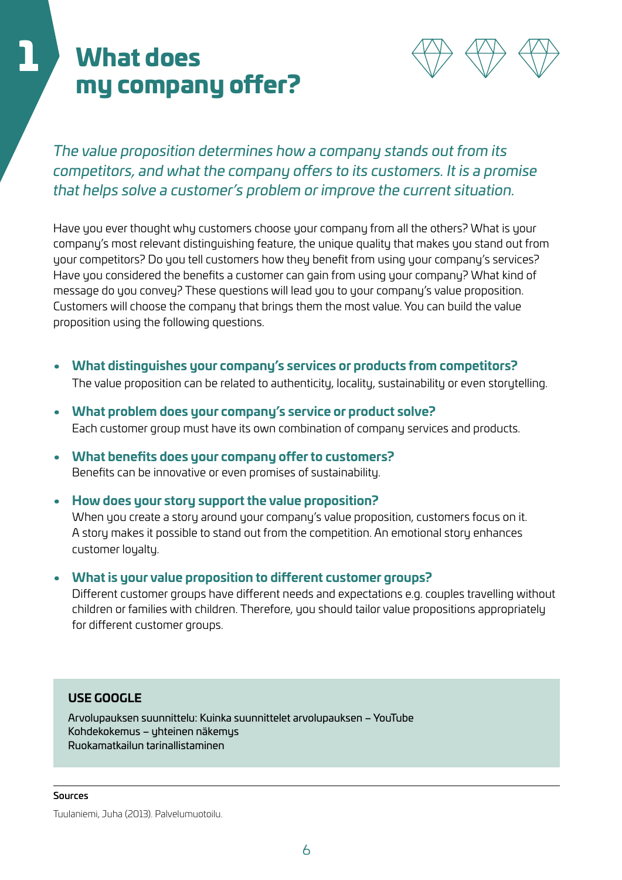# 1 What does my company offer?

*The value proposition determines how a company stands out from its competitors, and what the company offers to its customers. It is a promise that helps solve a customer's problem or improve the current situation.*

Have you ever thought why customers choose your company from all the others? What is your company's most relevant distinguishing feature, the unique quality that makes you stand out from your competitors? Do you tell customers how they benefit from using your company's services? Have you considered the benefits a customer can gain from using your company? What kind of message do you convey? These questions will lead you to your company's value proposition. Customers will choose the company that brings them the most value. You can build the value proposition using the following questions.

- **What distinguishes your company's services or products from competitors?**
  The value proposition can be related to authenticity, locality, sustainability or even storytelling.
- **What problem does your company's service or product solve?**
  Each customer group must have its own combination of company services and products.
- **What benefits does your company offer to customers?**
  Benefits can be innovative or even promises of sustainability.
- **How does your story support the value proposition?**
  When you create a story around your company's value proposition, customers focus on it. A story makes it possible to stand out from the competition. An emotional story enhances customer loyalty.
- **What is your value proposition to different customer groups?**
  Different customer groups have different needs and expectations e.g. couples travelling without children or families with children. Therefore, you should tailor value propositions appropriately for different customer groups.

**USE GOOGLE**

Arvolupauksen suunnittelu: Kuinka suunnittelet arvolupauksen – YouTube
Kohdekokemus – yhteinen näkemys
Ruokamatkailun tarinallistaminen

**Sources**

Tuulaniemi, Juha (2013). Palvelumuotoilu.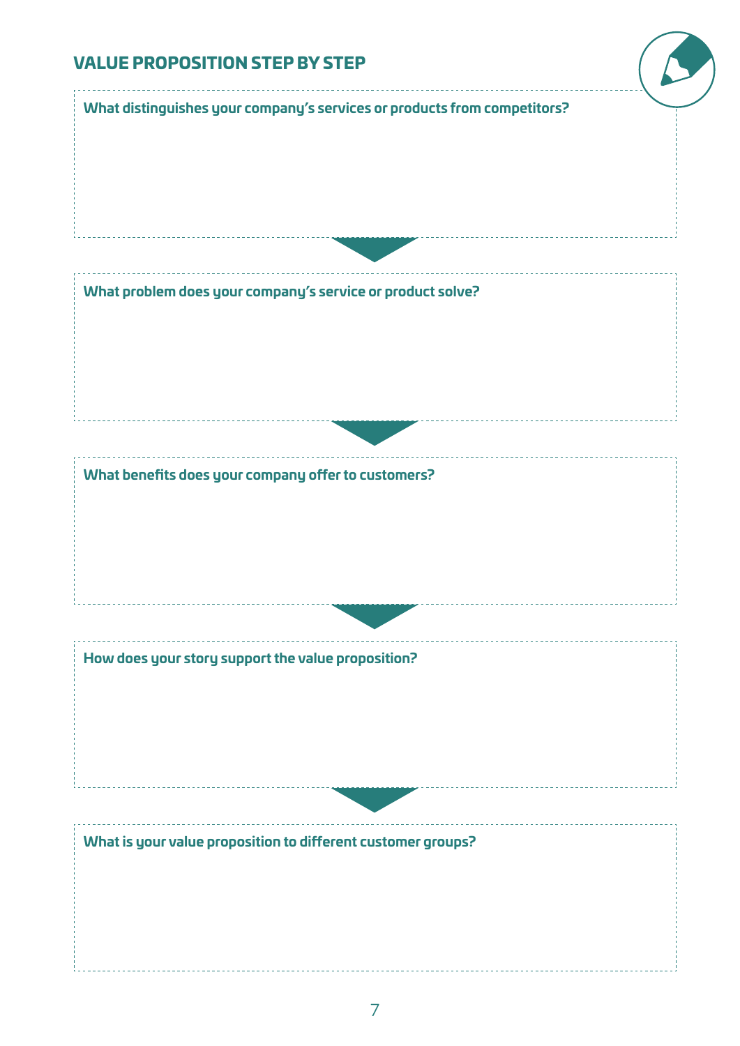## VALUE PROPOSITION STEP BY STEP

**What distinguishes your company's services or products from competitors?**

**What problem does your company's service or product solve?**

**What benefits does your company offer to customers?**

**How does your story support the value proposition?**

**What is your value proposition to different customer groups?**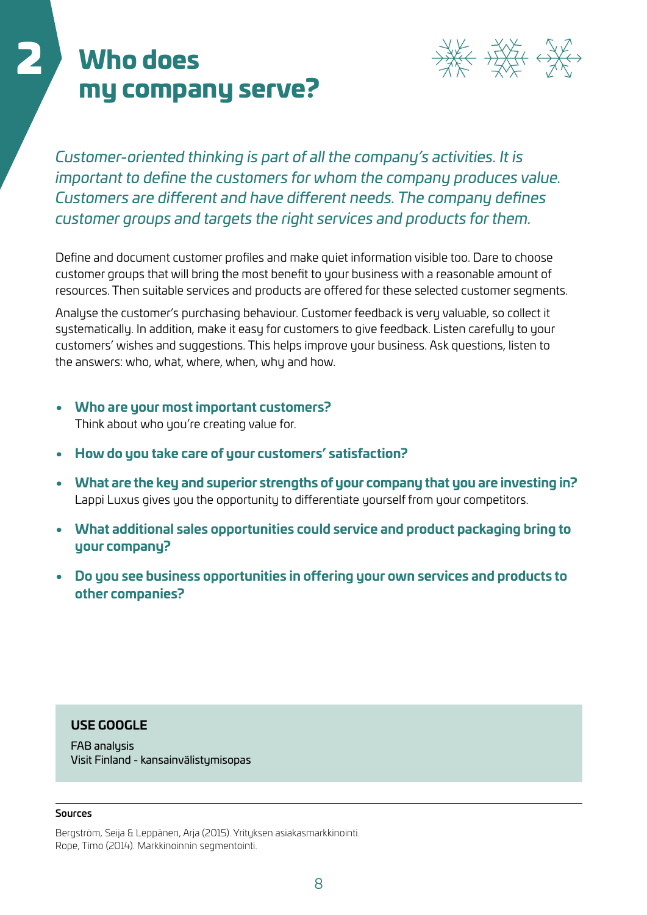# 2 Who does my company serve?

*Customer-oriented thinking is part of all the company's activities. It is important to define the customers for whom the company produces value. Customers are different and have different needs. The company defines customer groups and targets the right services and products for them.*

Define and document customer profiles and make quiet information visible too. Dare to choose customer groups that will bring the most benefit to your business with a reasonable amount of resources. Then suitable services and products are offered for these selected customer segments.

Analyse the customer's purchasing behaviour. Customer feedback is very valuable, so collect it systematically. In addition, make it easy for customers to give feedback. Listen carefully to your customers' wishes and suggestions. This helps improve your business. Ask questions, listen to the answers: who, what, where, when, why and how.

- **Who are your most important customers?**
  Think about who you're creating value for.
- **How do you take care of your customers' satisfaction?**
- **What are the key and superior strengths of your company that you are investing in?**
  Lappi Luxus gives you the opportunity to differentiate yourself from your competitors.
- **What additional sales opportunities could service and product packaging bring to your company?**
- **Do you see business opportunities in offering your own services and products to other companies?**

**USE GOOGLE**

FAB analysis
Visit Finland - kansainvälistymisopas

**Sources**

Bergström, Seija & Leppänen, Arja (2015). Yrityksen asiakasmarkkinointi.
Rope, Timo (2014). Markkinoinnin segmentointi.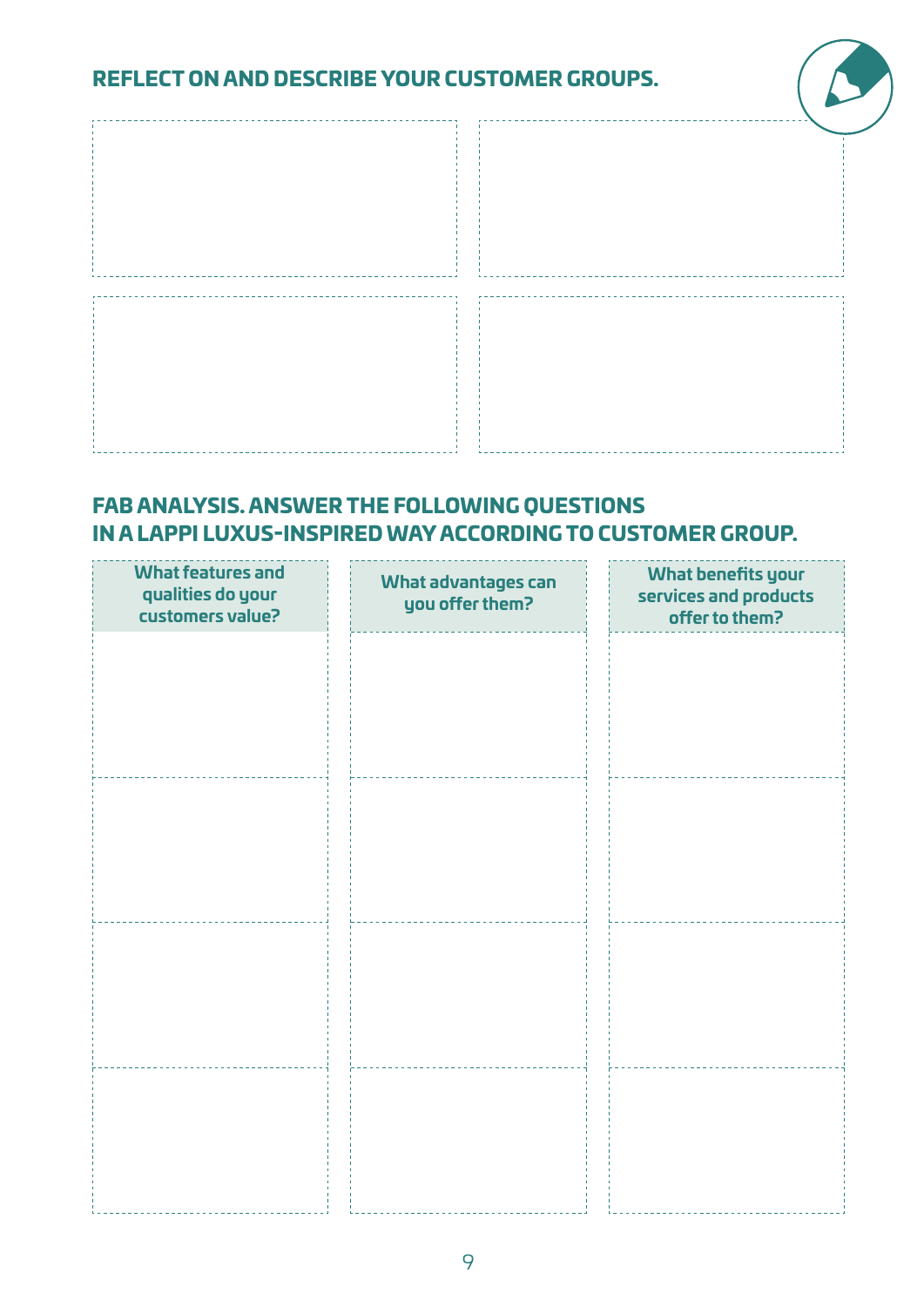## REFLECT ON AND DESCRIBE YOUR CUSTOMER GROUPS.

## FAB ANALYSIS. ANSWER THE FOLLOWING QUESTIONS IN A LAPPI LUXUS-INSPIRED WAY ACCORDING TO CUSTOMER GROUP.

| What features and qualities do your customers value? | What advantages can you offer them? | What benefits your services and products offer to them? |
|---|---|---|
| | | |
| | | |
| | | |
| | | |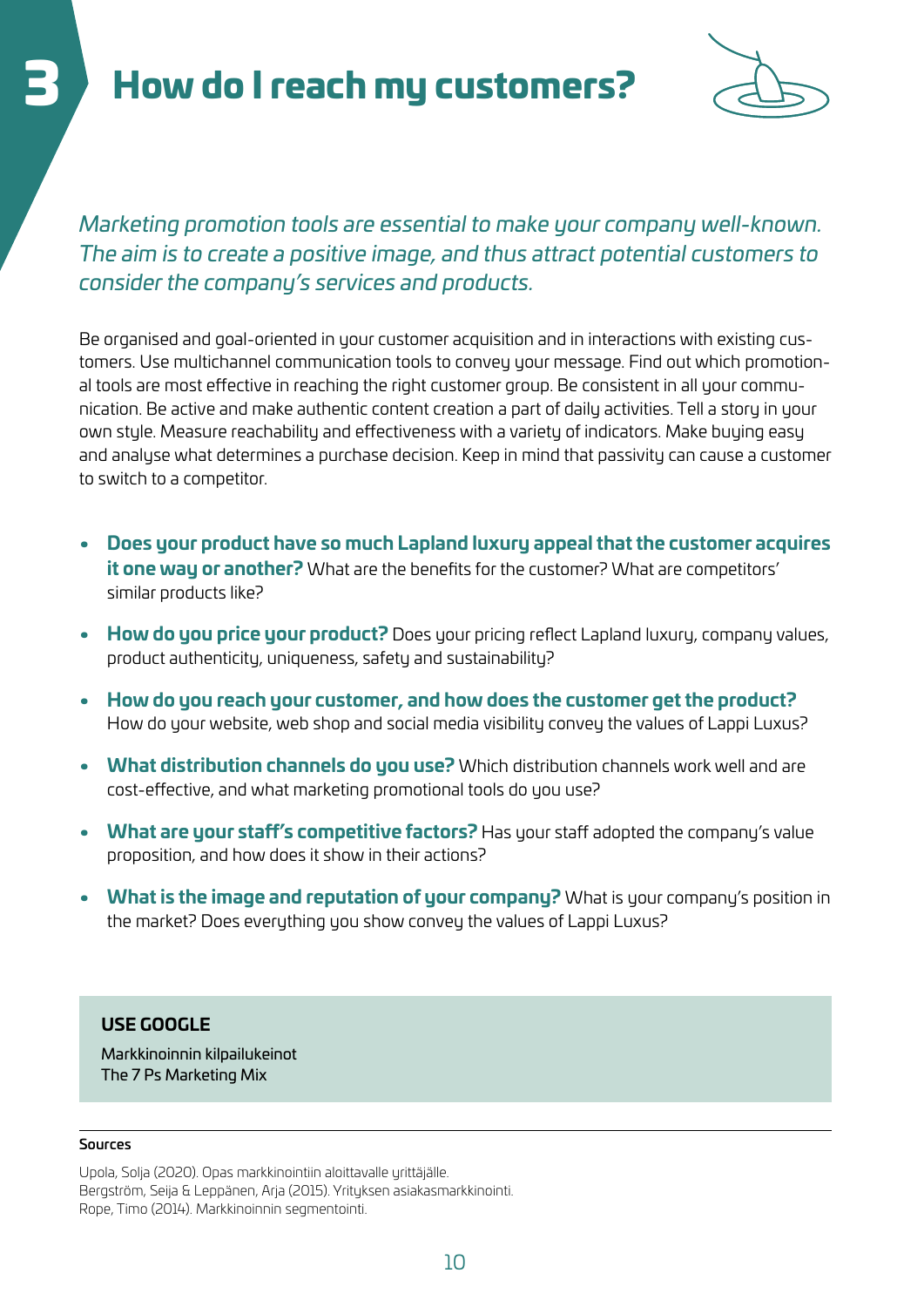# 3 How do I reach my customers?

*Marketing promotion tools are essential to make your company well-known. The aim is to create a positive image, and thus attract potential customers to consider the company's services and products.*

Be organised and goal-oriented in your customer acquisition and in interactions with existing customers. Use multichannel communication tools to convey your message. Find out which promotional tools are most effective in reaching the right customer group. Be consistent in all your communication. Be active and make authentic content creation a part of daily activities. Tell a story in your own style. Measure reachability and effectiveness with a variety of indicators. Make buying easy and analyse what determines a purchase decision. Keep in mind that passivity can cause a customer to switch to a competitor.

- **Does your product have so much Lapland luxury appeal that the customer acquires it one way or another?** What are the benefits for the customer? What are competitors' similar products like?
- **How do you price your product?** Does your pricing reflect Lapland luxury, company values, product authenticity, uniqueness, safety and sustainability?
- **How do you reach your customer, and how does the customer get the product?** How do your website, web shop and social media visibility convey the values of Lappi Luxus?
- **What distribution channels do you use?** Which distribution channels work well and are cost-effective, and what marketing promotional tools do you use?
- **What are your staff's competitive factors?** Has your staff adopted the company's value proposition, and how does it show in their actions?
- **What is the image and reputation of your company?** What is your company's position in the market? Does everything you show convey the values of Lappi Luxus?

**USE GOOGLE**

Markkinoinnin kilpailukeinot
The 7 Ps Marketing Mix

**Sources**

Upola, Solja (2020). Opas markkinointiin aloittavalle yrittäjälle.
Bergström, Seija & Leppänen, Arja (2015). Yrityksen asiakasmarkkinointi.
Rope, Timo (2014). Markkinoinnin segmentointi.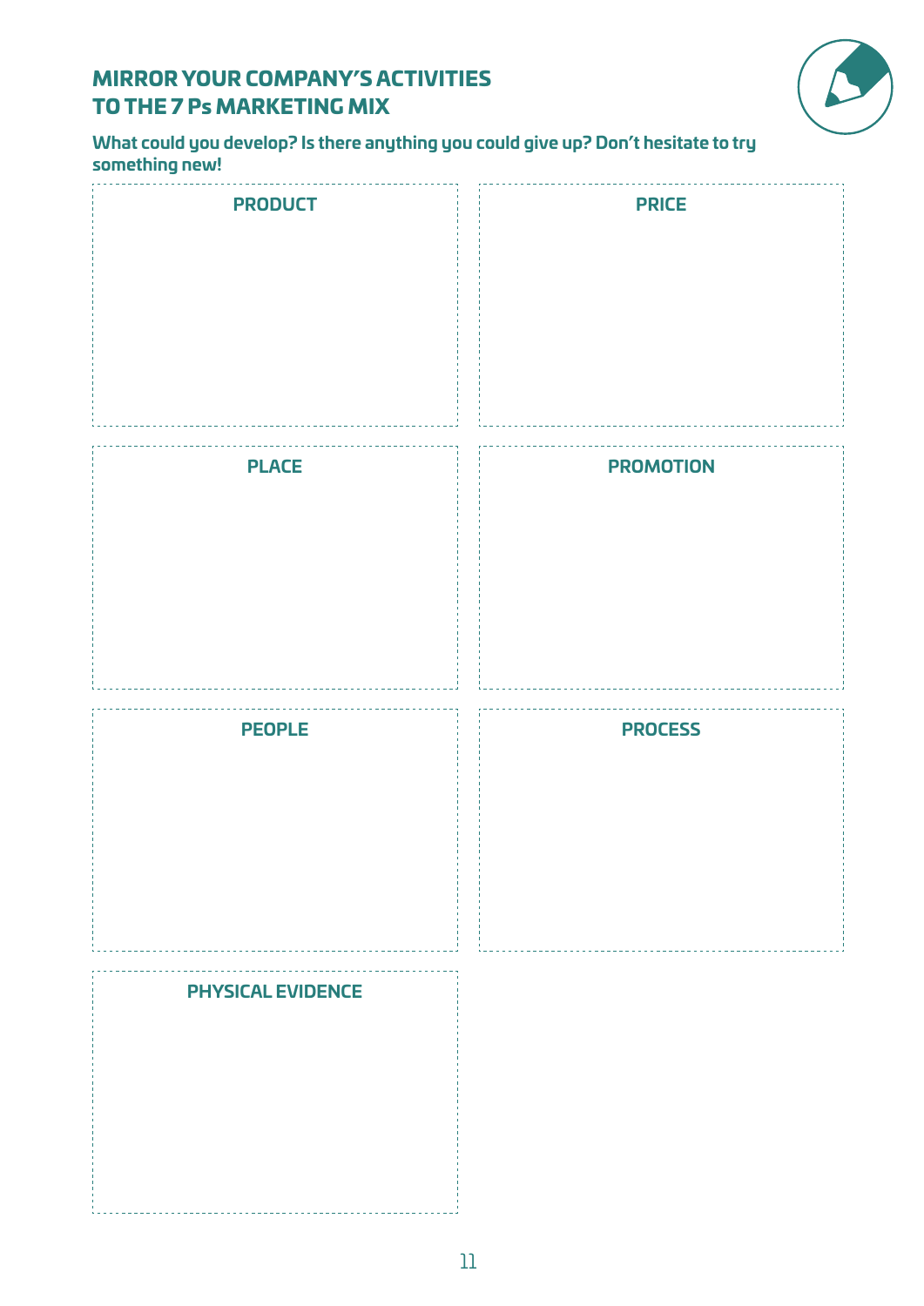## MIRROR YOUR COMPANY'S ACTIVITIES TO THE 7 Ps MARKETING MIX

**What could you develop? Is there anything you could give up? Don't hesitate to try something new!**

**PRODUCT**

**PRICE**

**PLACE**

**PROMOTION**

**PEOPLE**

**PROCESS**

**PHYSICAL EVIDENCE**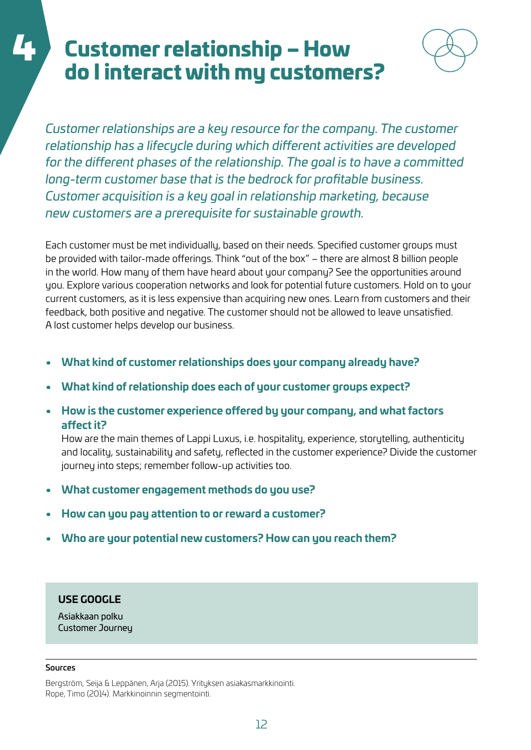# 4 Customer relationship – How do I interact with my customers?

*Customer relationships are a key resource for the company. The customer relationship has a lifecycle during which different activities are developed for the different phases of the relationship. The goal is to have a committed long-term customer base that is the bedrock for profitable business. Customer acquisition is a key goal in relationship marketing, because new customers are a prerequisite for sustainable growth.*

Each customer must be met individually, based on their needs. Specified customer groups must be provided with tailor-made offerings. Think "out of the box" – there are almost 8 billion people in the world. How many of them have heard about your company? See the opportunities around you. Explore various cooperation networks and look for potential future customers. Hold on to your current customers, as it is less expensive than acquiring new ones. Learn from customers and their feedback, both positive and negative. The customer should not be allowed to leave unsatisfied. A lost customer helps develop our business.

- **What kind of customer relationships does your company already have?**
- **What kind of relationship does each of your customer groups expect?**
- **How is the customer experience offered by your company, and what factors affect it?**
  How are the main themes of Lappi Luxus, i.e. hospitality, experience, storytelling, authenticity and locality, sustainability and safety, reflected in the customer experience? Divide the customer journey into steps; remember follow-up activities too.
- **What customer engagement methods do you use?**
- **How can you pay attention to or reward a customer?**
- **Who are your potential new customers? How can you reach them?**

**USE GOOGLE**

Asiakkaan polku
Customer Journey

**Sources**

Bergström, Seija & Leppänen, Arja (2015). Yrityksen asiakasmarkkinointi.
Rope, Timo (2014). Markkinoinnin segmentointi.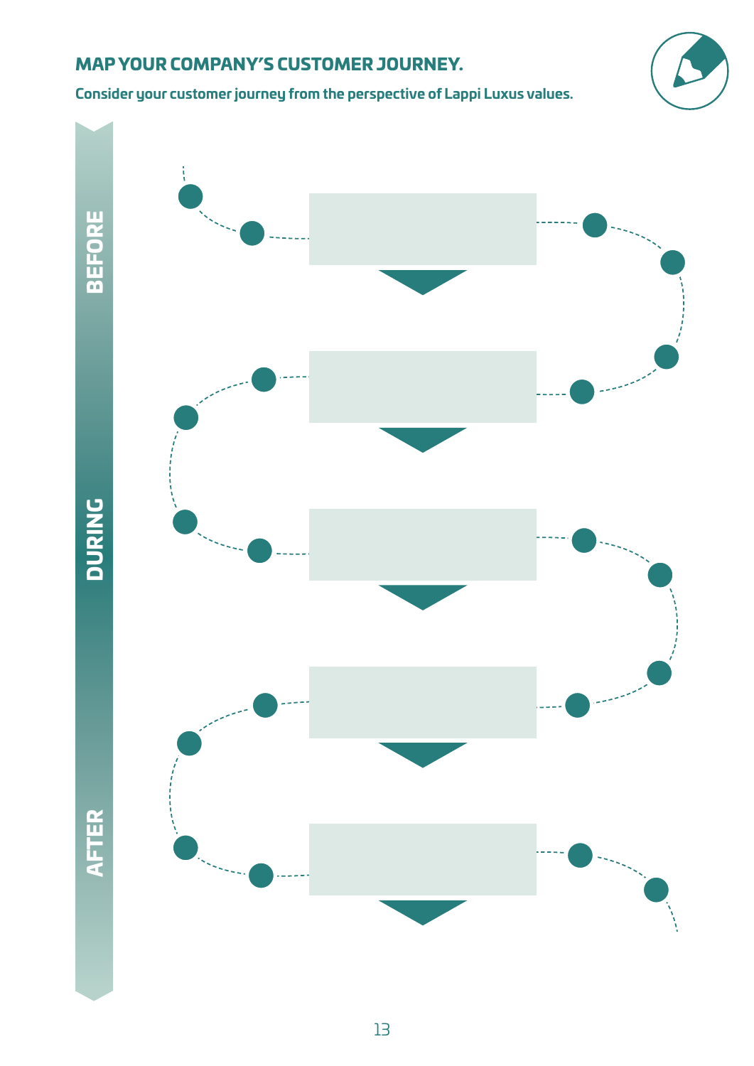## MAP YOUR COMPANY'S CUSTOMER JOURNEY.

**Consider your customer journey from the perspective of Lappi Luxus values.**

BEFORE

DURING

AFTER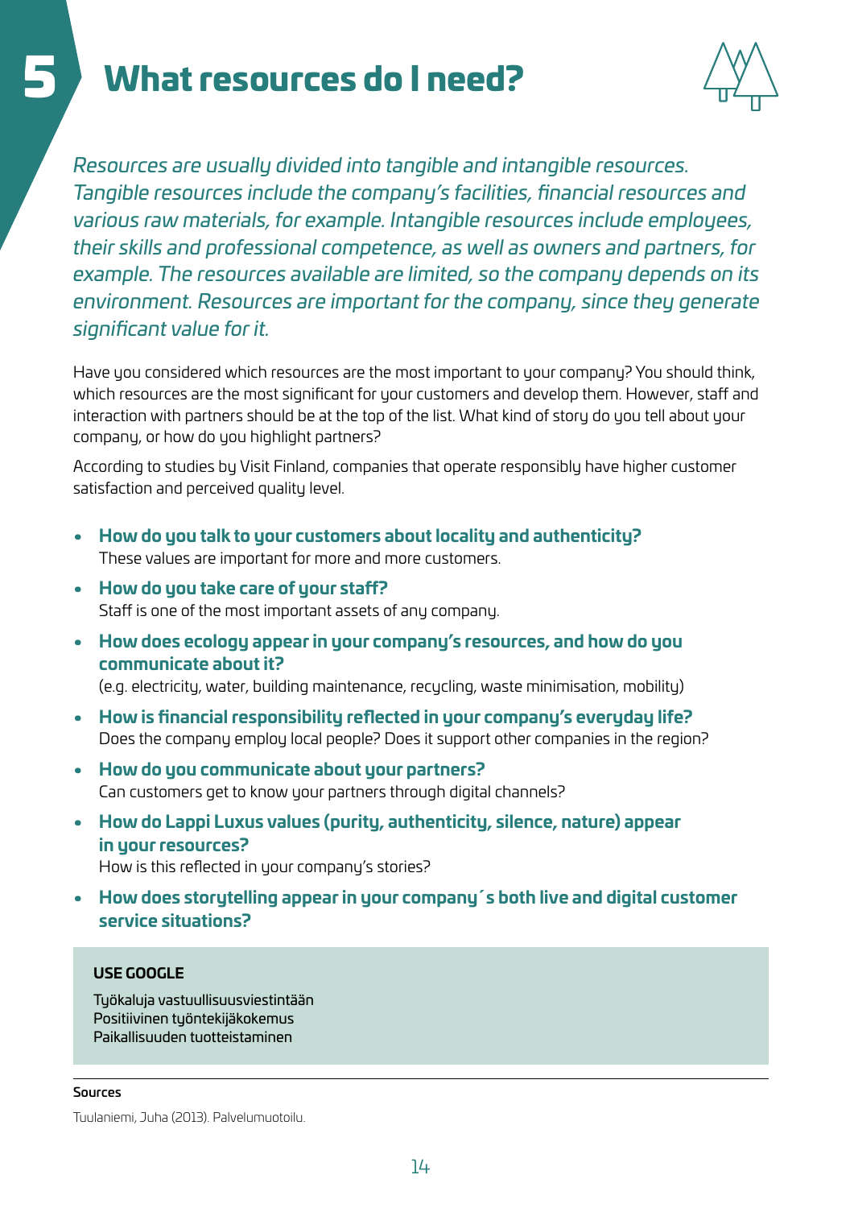# 5 What resources do I need?

*Resources are usually divided into tangible and intangible resources. Tangible resources include the company's facilities, financial resources and various raw materials, for example. Intangible resources include employees, their skills and professional competence, as well as owners and partners, for example. The resources available are limited, so the company depends on its environment. Resources are important for the company, since they generate significant value for it.*

Have you considered which resources are the most important to your company? You should think, which resources are the most significant for your customers and develop them. However, staff and interaction with partners should be at the top of the list. What kind of story do you tell about your company, or how do you highlight partners?

According to studies by Visit Finland, companies that operate responsibly have higher customer satisfaction and perceived quality level.

- **How do you talk to your customers about locality and authenticity?**
  These values are important for more and more customers.
- **How do you take care of your staff?**
  Staff is one of the most important assets of any company.
- **How does ecology appear in your company's resources, and how do you communicate about it?**
  (e.g. electricity, water, building maintenance, recycling, waste minimisation, mobility)
- **How is financial responsibility reflected in your company's everyday life?**
  Does the company employ local people? Does it support other companies in the region?
- **How do you communicate about your partners?**
  Can customers get to know your partners through digital channels?
- **How do Lappi Luxus values (purity, authenticity, silence, nature) appear in your resources?**
  How is this reflected in your company's stories?
- **How does storytelling appear in your company´s both live and digital customer service situations?**

**USE GOOGLE**

Työkaluja vastuullisuusviestintään
Positiivinen työntekijäkokemus
Paikallisuuden tuotteistaminen

**Sources**

Tuulaniemi, Juha (2013). Palvelumuotoilu.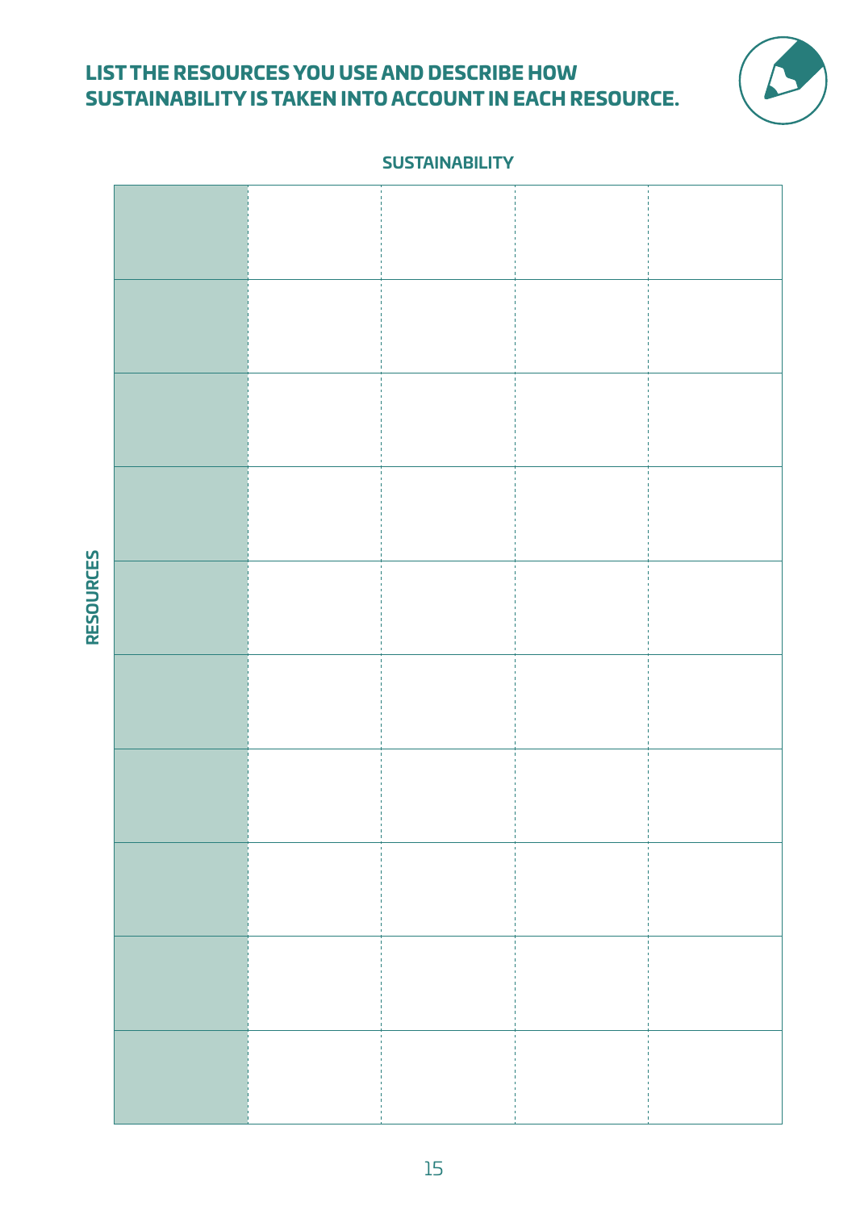## LIST THE RESOURCES YOU USE AND DESCRIBE HOW SUSTAINABILITY IS TAKEN INTO ACCOUNT IN EACH RESOURCE.

| RESOURCES | SUSTAINABILITY | | | |
|---|---|---|---|---|
| | | | | |
| | | | | |
| | | | | |
| | | | | |
| | | | | |
| | | | | |
| | | | | |
| | | | | |
| | | | | |
| | | | | |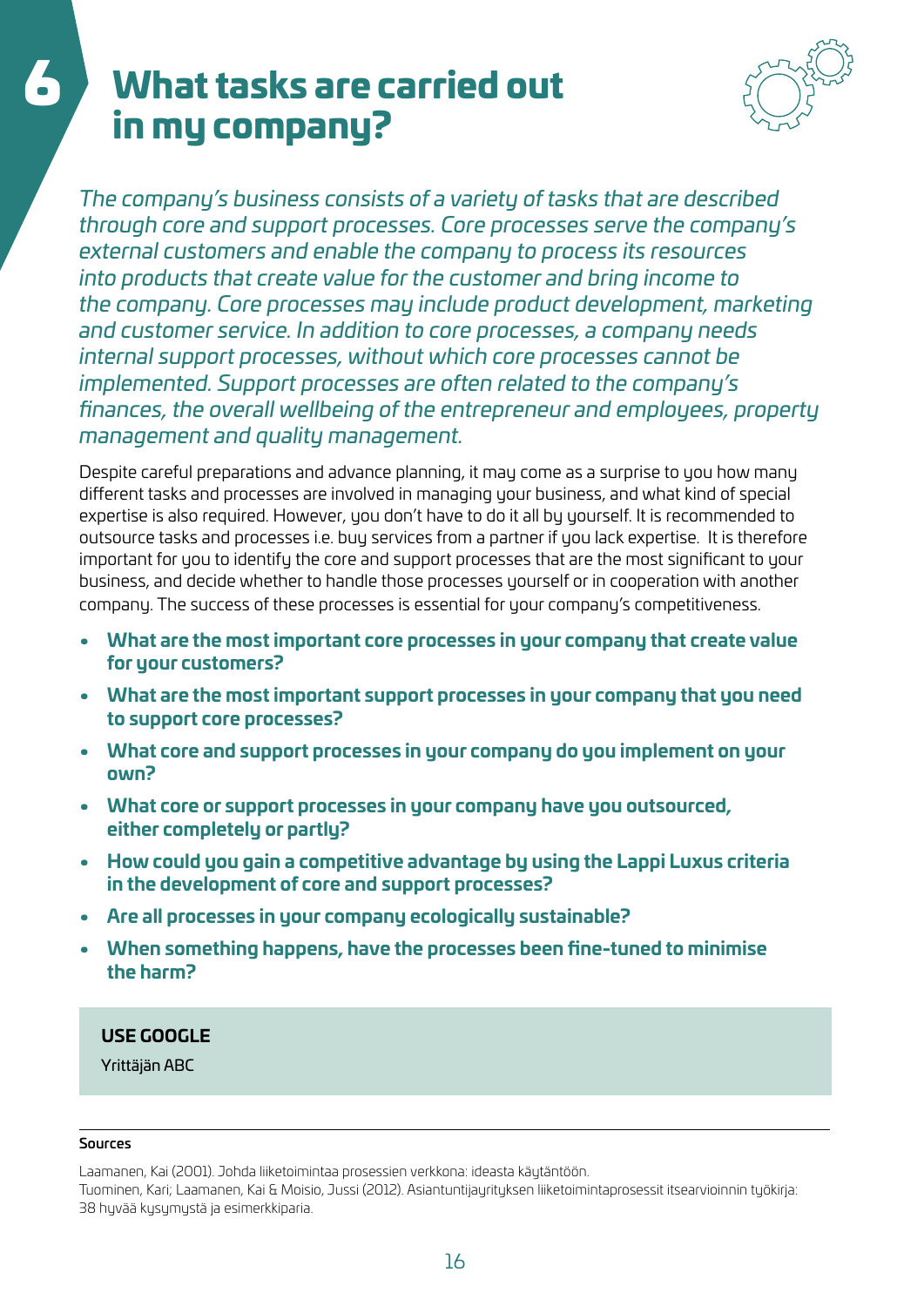# 6 What tasks are carried out in my company?

*The company's business consists of a variety of tasks that are described through core and support processes. Core processes serve the company's external customers and enable the company to process its resources into products that create value for the customer and bring income to the company. Core processes may include product development, marketing and customer service. In addition to core processes, a company needs internal support processes, without which core processes cannot be implemented. Support processes are often related to the company's finances, the overall wellbeing of the entrepreneur and employees, property management and quality management.*

Despite careful preparations and advance planning, it may come as a surprise to you how many different tasks and processes are involved in managing your business, and what kind of special expertise is also required. However, you don't have to do it all by yourself. It is recommended to outsource tasks and processes i.e. buy services from a partner if you lack expertise. It is therefore important for you to identify the core and support processes that are the most significant to your business, and decide whether to handle those processes yourself or in cooperation with another company. The success of these processes is essential for your company's competitiveness.

- **What are the most important core processes in your company that create value for your customers?**
- **What are the most important support processes in your company that you need to support core processes?**
- **What core and support processes in your company do you implement on your own?**
- **What core or support processes in your company have you outsourced, either completely or partly?**
- **How could you gain a competitive advantage by using the Lappi Luxus criteria in the development of core and support processes?**
- **Are all processes in your company ecologically sustainable?**
- **When something happens, have the processes been fine-tuned to minimise the harm?**

**USE GOOGLE**

Yrittäjän ABC

**Sources**

Laamanen, Kai (2001). Johda liiketoimintaa prosessien verkkona: ideasta käytäntöön.

Tuominen, Kari; Laamanen, Kai & Moisio, Jussi (2012). Asiantuntijayrityksen liiketoimintaprosessit itsearvioinnin työkirja: 38 hyvää kysymystä ja esimerkkiparia.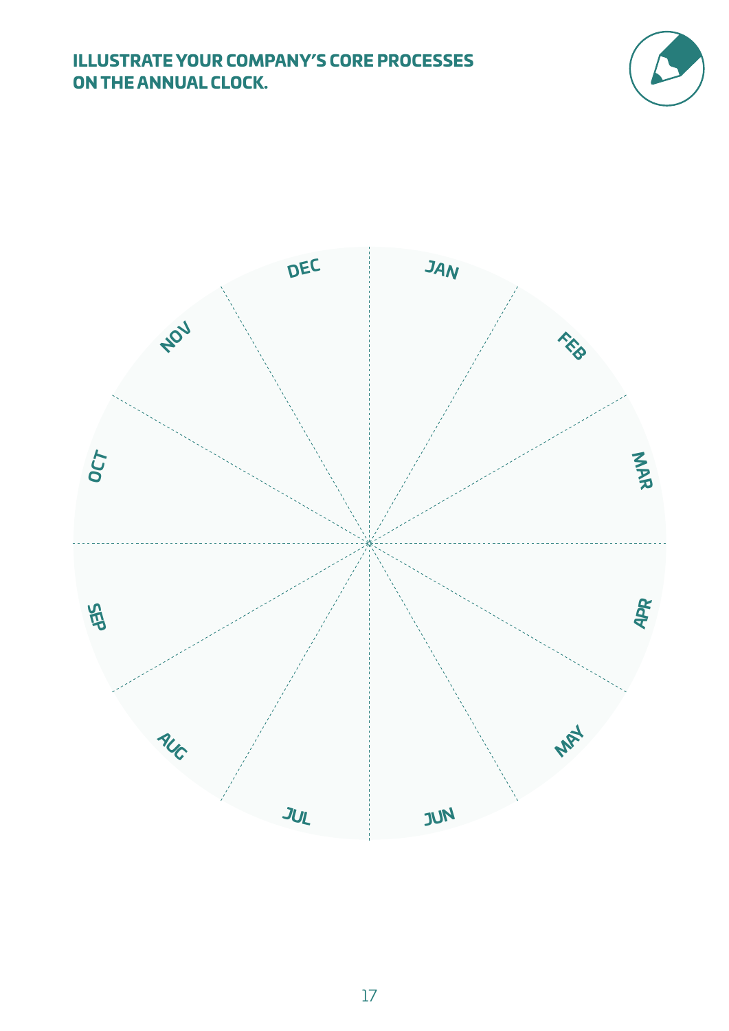## ILLUSTRATE YOUR COMPANY'S CORE PROCESSES ON THE ANNUAL CLOCK.

JAN

FEB

MAR

APR

MAY

JUN

JUL

AUG

SEP

OCT

NOV

DEC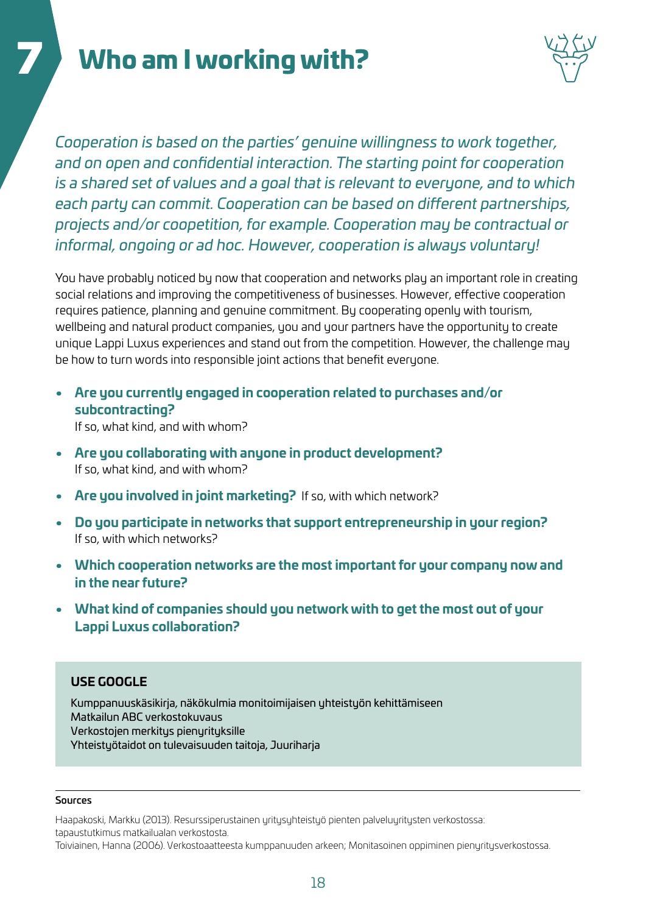# 7 Who am I working with?

*Cooperation is based on the parties' genuine willingness to work together, and on open and confidential interaction. The starting point for cooperation is a shared set of values and a goal that is relevant to everyone, and to which each party can commit. Cooperation can be based on different partnerships, projects and/or coopetition, for example. Cooperation may be contractual or informal, ongoing or ad hoc. However, cooperation is always voluntary!*

You have probably noticed by now that cooperation and networks play an important role in creating social relations and improving the competitiveness of businesses. However, effective cooperation requires patience, planning and genuine commitment. By cooperating openly with tourism, wellbeing and natural product companies, you and your partners have the opportunity to create unique Lappi Luxus experiences and stand out from the competition. However, the challenge may be how to turn words into responsible joint actions that benefit everyone.

- **Are you currently engaged in cooperation related to purchases and/or subcontracting?**
  If so, what kind, and with whom?
- **Are you collaborating with anyone in product development?**
  If so, what kind, and with whom?
- **Are you involved in joint marketing?** If so, with which network?
- **Do you participate in networks that support entrepreneurship in your region?**
  If so, with which networks?
- **Which cooperation networks are the most important for your company now and in the near future?**
- **What kind of companies should you network with to get the most out of your Lappi Luxus collaboration?**

**USE GOOGLE**

Kumppanuuskäsikirja, näkökulmia monitoimijaisen yhteistyön kehittämiseen
Matkailun ABC verkostokuvaus
Verkostojen merkitys pienyrityksille
Yhteistyötaidot on tulevaisuuden taitoja, Juuriharja

**Sources**

Haapakoski, Markku (2013). Resurssiperustainen yritysyhteistyö pienten palveluyritysten verkostossa: tapaustutkimus matkailualan verkostosta.
Toiviainen, Hanna (2006). Verkostoaatteesta kumppanuuden arkeen; Monitasoinen oppiminen pienyritysverkostossa.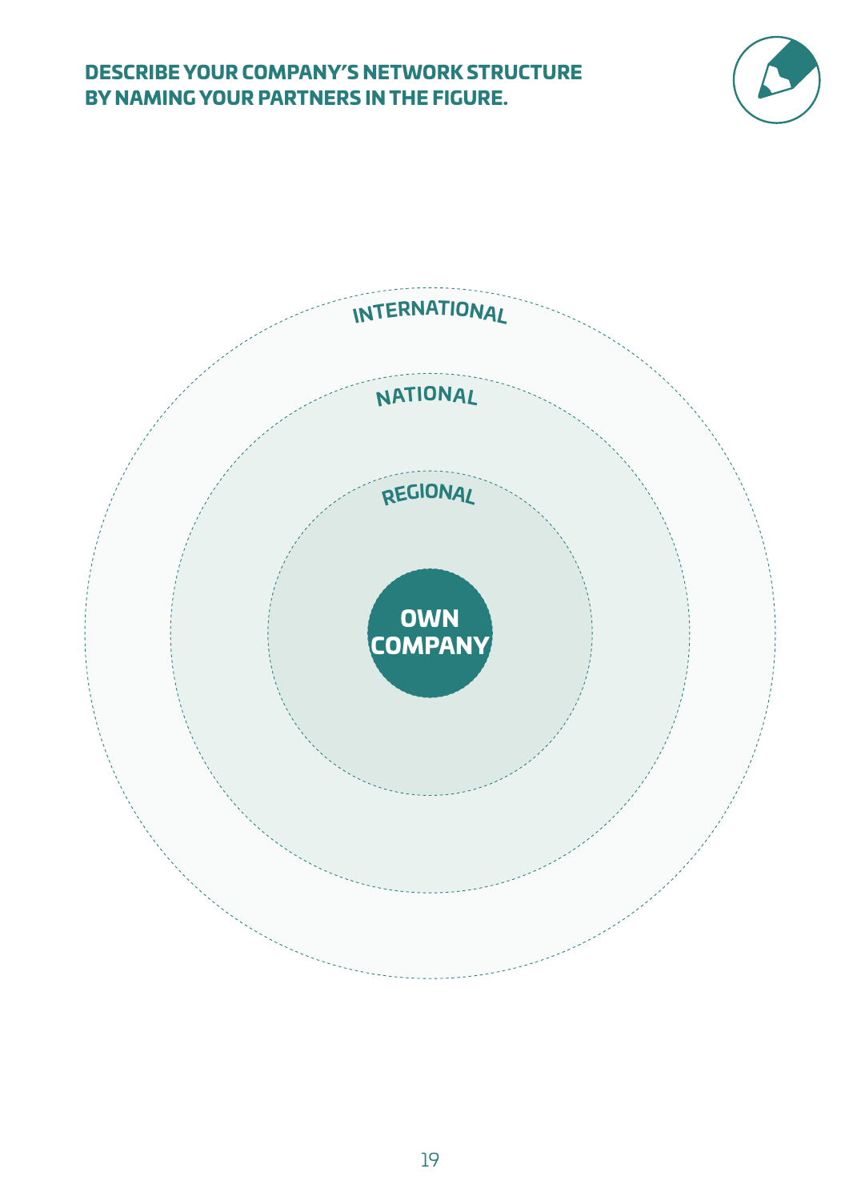## DESCRIBE YOUR COMPANY'S NETWORK STRUCTURE BY NAMING YOUR PARTNERS IN THE FIGURE.

INTERNATIONAL

NATIONAL

REGIONAL

OWN COMPANY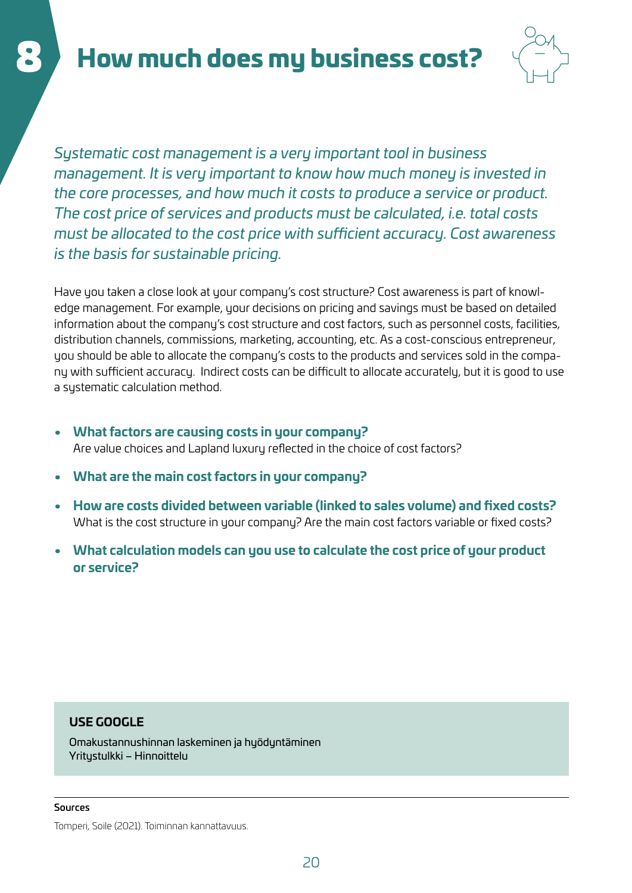# 8 How much does my business cost?

*Systematic cost management is a very important tool in business management. It is very important to know how much money is invested in the core processes, and how much it costs to produce a service or product. The cost price of services and products must be calculated, i.e. total costs must be allocated to the cost price with sufficient accuracy. Cost awareness is the basis for sustainable pricing.*

Have you taken a close look at your company's cost structure? Cost awareness is part of knowledge management. For example, your decisions on pricing and savings must be based on detailed information about the company's cost structure and cost factors, such as personnel costs, facilities, distribution channels, commissions, marketing, accounting, etc. As a cost-conscious entrepreneur, you should be able to allocate the company's costs to the products and services sold in the company with sufficient accuracy. Indirect costs can be difficult to allocate accurately, but it is good to use a systematic calculation method.

- **What factors are causing costs in your company?**
  Are value choices and Lapland luxury reflected in the choice of cost factors?
- **What are the main cost factors in your company?**
- **How are costs divided between variable (linked to sales volume) and fixed costs?**
  What is the cost structure in your company? Are the main cost factors variable or fixed costs?
- **What calculation models can you use to calculate the cost price of your product or service?**

**USE GOOGLE**

Omakustannushinnan laskeminen ja hyödyntäminen
Yritystulkki – Hinnoittelu

**Sources**

Tomperi, Soile (2021). Toiminnan kannattavuus.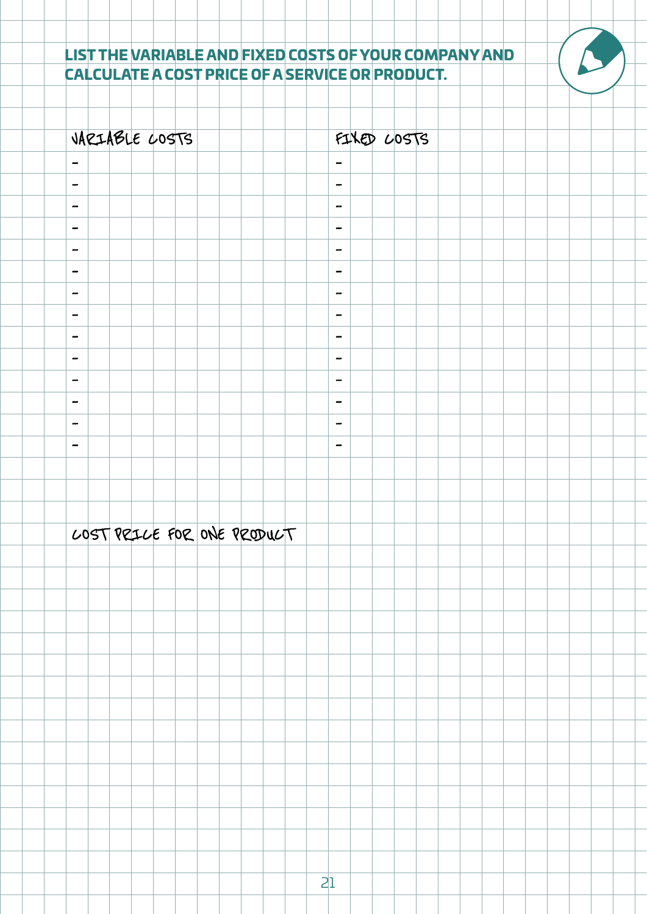## LIST THE VARIABLE AND FIXED COSTS OF YOUR COMPANY AND CALCULATE A COST PRICE OF A SERVICE OR PRODUCT.

| VARIABLE COSTS | FIXED COSTS |
| --- | --- |
| - | - |
| - | - |
| - | - |
| - | - |
| - | - |
| - | - |
| - | - |
| - | - |
| - | - |
| - | - |
| - | - |
| - | - |
| - | - |
| - | - |

### COST PRICE FOR ONE PRODUCT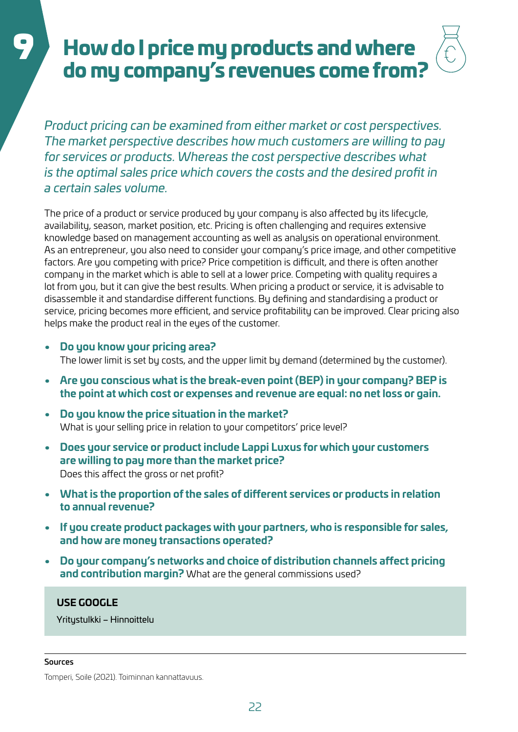# 9 How do I price my products and where do my company's revenues come from?

*Product pricing can be examined from either market or cost perspectives. The market perspective describes how much customers are willing to pay for services or products. Whereas the cost perspective describes what is the optimal sales price which covers the costs and the desired profit in a certain sales volume.*

The price of a product or service produced by your company is also affected by its lifecycle, availability, season, market position, etc. Pricing is often challenging and requires extensive knowledge based on management accounting as well as analysis on operational environment. As an entrepreneur, you also need to consider your company's price image, and other competitive factors. Are you competing with price? Price competition is difficult, and there is often another company in the market which is able to sell at a lower price. Competing with quality requires a lot from you, but it can give the best results. When pricing a product or service, it is advisable to disassemble it and standardise different functions. By defining and standardising a product or service, pricing becomes more efficient, and service profitability can be improved. Clear pricing also helps make the product real in the eyes of the customer.

- **Do you know your pricing area?**
  The lower limit is set by costs, and the upper limit by demand (determined by the customer).
- **Are you conscious what is the break-even point (BEP) in your company? BEP is the point at which cost or expenses and revenue are equal: no net loss or gain.**
- **Do you know the price situation in the market?**
  What is your selling price in relation to your competitors' price level?
- **Does your service or product include Lappi Luxus for which your customers are willing to pay more than the market price?**
  Does this affect the gross or net profit?
- **What is the proportion of the sales of different services or products in relation to annual revenue?**
- **If you create product packages with your partners, who is responsible for sales, and how are money transactions operated?**
- **Do your company's networks and choice of distribution channels affect pricing and contribution margin?** What are the general commissions used?

**USE GOOGLE**

Yritystulkki – Hinnoittelu

**Sources**

Tomperi, Soile (2021). Toiminnan kannattavuus.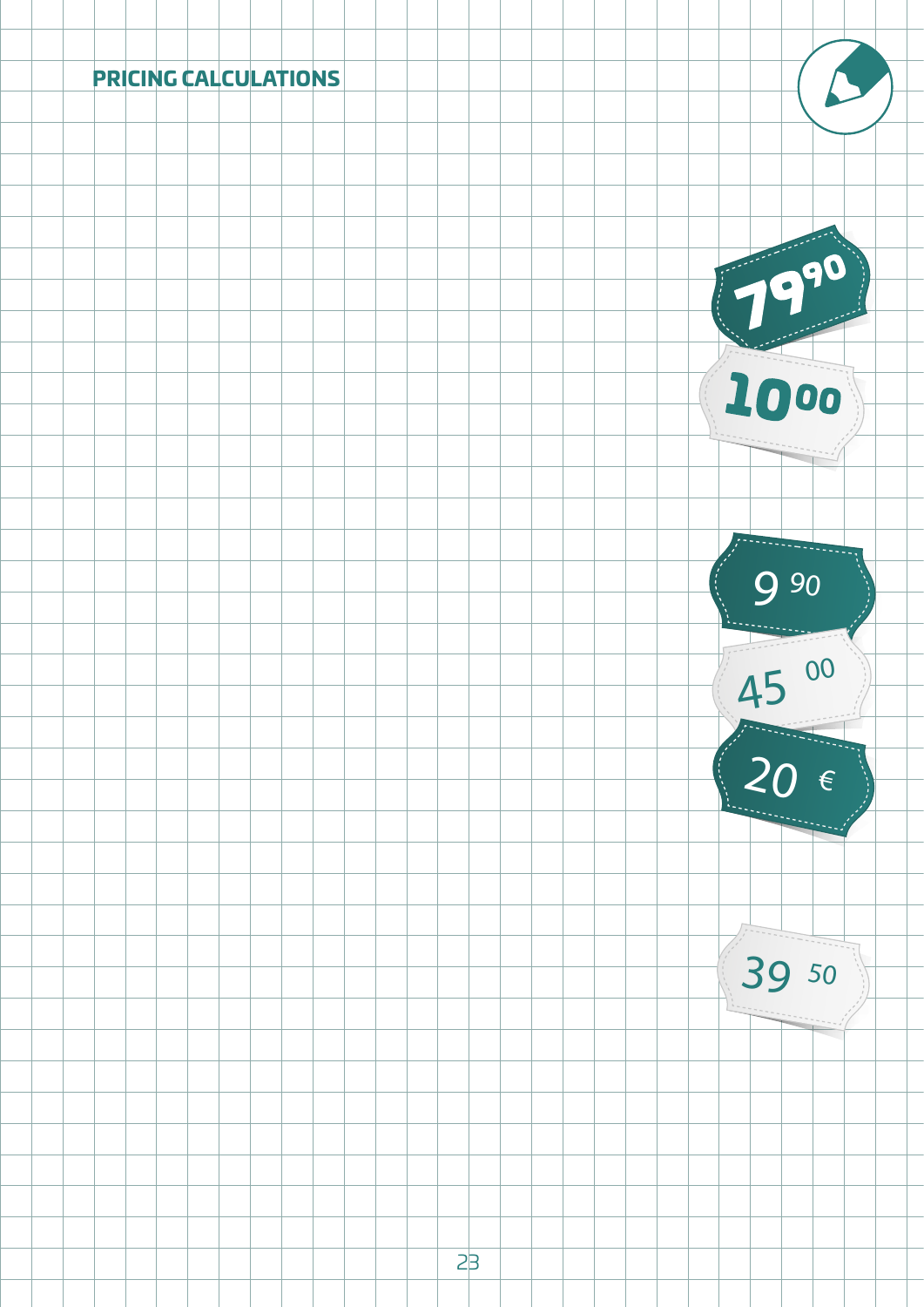## PRICING CALCULATIONS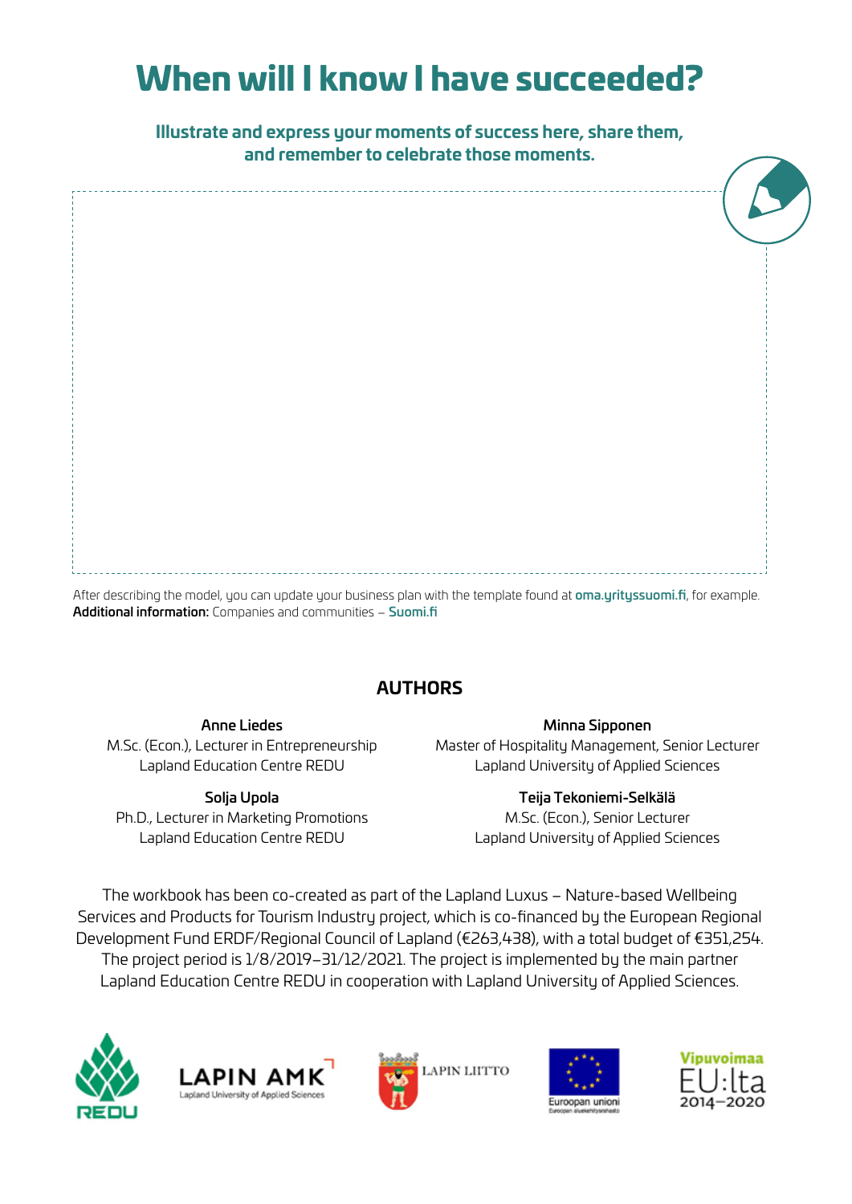# When will I know I have succeeded?

**Illustrate and express your moments of success here, share them, and remember to celebrate those moments.**

After describing the model, you can update your business plan with the template found at **oma.yrityssuomi.fi**, for example.
**Additional information:** Companies and communities – **Suomi.fi**

## AUTHORS

**Anne Liedes**
M.Sc. (Econ.), Lecturer in Entrepreneurship
Lapland Education Centre REDU

**Solja Upola**
Ph.D., Lecturer in Marketing Promotions
Lapland Education Centre REDU

**Minna Sipponen**
Master of Hospitality Management, Senior Lecturer
Lapland University of Applied Sciences

**Teija Tekoniemi-Selkälä**
M.Sc. (Econ.), Senior Lecturer
Lapland University of Applied Sciences

The workbook has been co-created as part of the Lapland Luxus – Nature-based Wellbeing Services and Products for Tourism Industry project, which is co-financed by the European Regional Development Fund ERDF/Regional Council of Lapland (€263,438), with a total budget of €351,254. The project period is 1/8/2019–31/12/2021. The project is implemented by the main partner Lapland Education Centre REDU in cooperation with Lapland University of Applied Sciences.

REDU

LAPIN AMK
Lapland University of Applied Sciences

LAPIN LIITTO

Euroopan unioni
Euroopan aluekehitysrahasto

Vipuvoimaa EU:lta 2014–2020